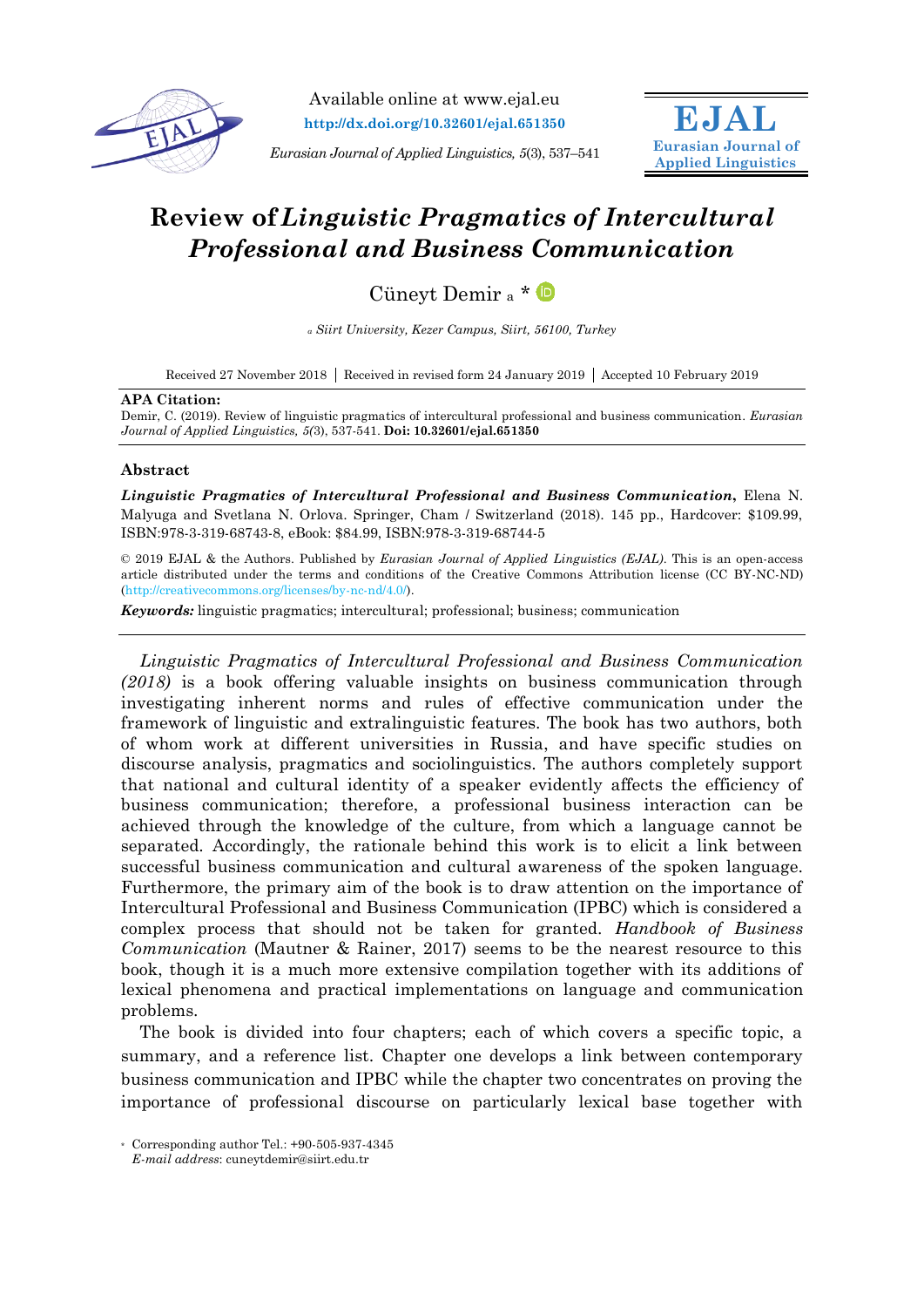Available online at www.ejal.eu
**http://dx.doi.org/10.32601/ejal.651350**

*Eurasian Journal of Applied Linguistics, 5*(3), 537–541

**EJAL**
**Eurasian Journal of Applied Linguistics**

# Review of *Linguistic Pragmatics of Intercultural Professional and Business Communication*

Cüneyt Demir [a] *

[a] *Siirt University, Kezer Campus, Siirt, 56100, Turkey*

Received 27 November 2018 | Received in revised form 24 January 2019 | Accepted 10 February 2019

**APA Citation:**
Demir, C. (2019). Review of linguistic pragmatics of intercultural professional and business communication. *Eurasian Journal of Applied Linguistics, 5*(3), 537-541. **Doi: 10.32601/ejal.651350**

## Abstract

***Linguistic Pragmatics of Intercultural Professional and Business Communication*****,** Elena N. Malyuga and Svetlana N. Orlova. Springer, Cham / Switzerland (2018). 145 pp., Hardcover: $109.99, ISBN:978-3-319-68743-8, eBook: $84.99, ISBN:978-3-319-68744-5

© 2019 EJAL & the Authors. Published by *Eurasian Journal of Applied Linguistics (EJAL)*. This is an open-access article distributed under the terms and conditions of the Creative Commons Attribution license (CC BY-NC-ND) (http://creativecommons.org/licenses/by-nc-nd/4.0/).

***Keywords:*** linguistic pragmatics; intercultural; professional; business; communication

*Linguistic Pragmatics of Intercultural Professional and Business Communication (2018)* is a book offering valuable insights on business communication through investigating inherent norms and rules of effective communication under the framework of linguistic and extralinguistic features. The book has two authors, both of whom work at different universities in Russia, and have specific studies on discourse analysis, pragmatics and sociolinguistics. The authors completely support that national and cultural identity of a speaker evidently affects the efficiency of business communication; therefore, a professional business interaction can be achieved through the knowledge of the culture, from which a language cannot be separated. Accordingly, the rationale behind this work is to elicit a link between successful business communication and cultural awareness of the spoken language. Furthermore, the primary aim of the book is to draw attention on the importance of Intercultural Professional and Business Communication (IPBC) which is considered a complex process that should not be taken for granted. *Handbook of Business Communication* (Mautner & Rainer, 2017) seems to be the nearest resource to this book, though it is a much more extensive compilation together with its additions of lexical phenomena and practical implementations on language and communication problems.

The book is divided into four chapters; each of which covers a specific topic, a summary, and a reference list. Chapter one develops a link between contemporary business communication and IPBC while the chapter two concentrates on proving the importance of professional discourse on particularly lexical base together with

* Corresponding author Tel.: +90-505-937-4345
*E-mail address*: cuneytdemir@siirt.edu.tr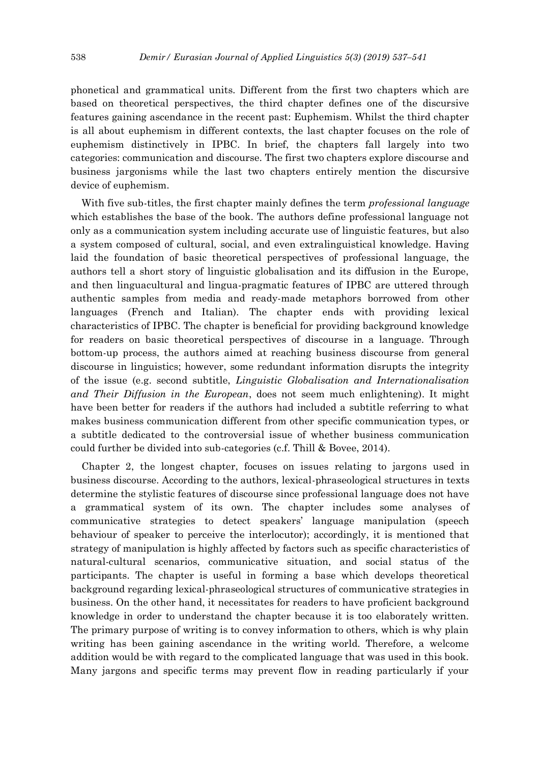phonetical and grammatical units. Different from the first two chapters which are based on theoretical perspectives, the third chapter defines one of the discursive features gaining ascendance in the recent past: Euphemism. Whilst the third chapter is all about euphemism in different contexts, the last chapter focuses on the role of euphemism distinctively in IPBC. In brief, the chapters fall largely into two categories: communication and discourse. The first two chapters explore discourse and business jargonisms while the last two chapters entirely mention the discursive device of euphemism.

With five sub-titles, the first chapter mainly defines the term *professional language* which establishes the base of the book. The authors define professional language not only as a communication system including accurate use of linguistic features, but also a system composed of cultural, social, and even extralinguistical knowledge. Having laid the foundation of basic theoretical perspectives of professional language, the authors tell a short story of linguistic globalisation and its diffusion in the Europe, and then linguacultural and lingua-pragmatic features of IPBC are uttered through authentic samples from media and ready-made metaphors borrowed from other languages (French and Italian). The chapter ends with providing lexical characteristics of IPBC. The chapter is beneficial for providing background knowledge for readers on basic theoretical perspectives of discourse in a language. Through bottom-up process, the authors aimed at reaching business discourse from general discourse in linguistics; however, some redundant information disrupts the integrity of the issue (e.g. second subtitle, *Linguistic Globalisation and Internationalisation and Their Diffusion in the European*, does not seem much enlightening). It might have been better for readers if the authors had included a subtitle referring to what makes business communication different from other specific communication types, or a subtitle dedicated to the controversial issue of whether business communication could further be divided into sub-categories (c.f. Thill & Bovee, 2014).

Chapter 2, the longest chapter, focuses on issues relating to jargons used in business discourse. According to the authors, lexical-phraseological structures in texts determine the stylistic features of discourse since professional language does not have a grammatical system of its own. The chapter includes some analyses of communicative strategies to detect speakers' language manipulation (speech behaviour of speaker to perceive the interlocutor); accordingly, it is mentioned that strategy of manipulation is highly affected by factors such as specific characteristics of natural-cultural scenarios, communicative situation, and social status of the participants. The chapter is useful in forming a base which develops theoretical background regarding lexical-phraseological structures of communicative strategies in business. On the other hand, it necessitates for readers to have proficient background knowledge in order to understand the chapter because it is too elaborately written. The primary purpose of writing is to convey information to others, which is why plain writing has been gaining ascendance in the writing world. Therefore, a welcome addition would be with regard to the complicated language that was used in this book. Many jargons and specific terms may prevent flow in reading particularly if your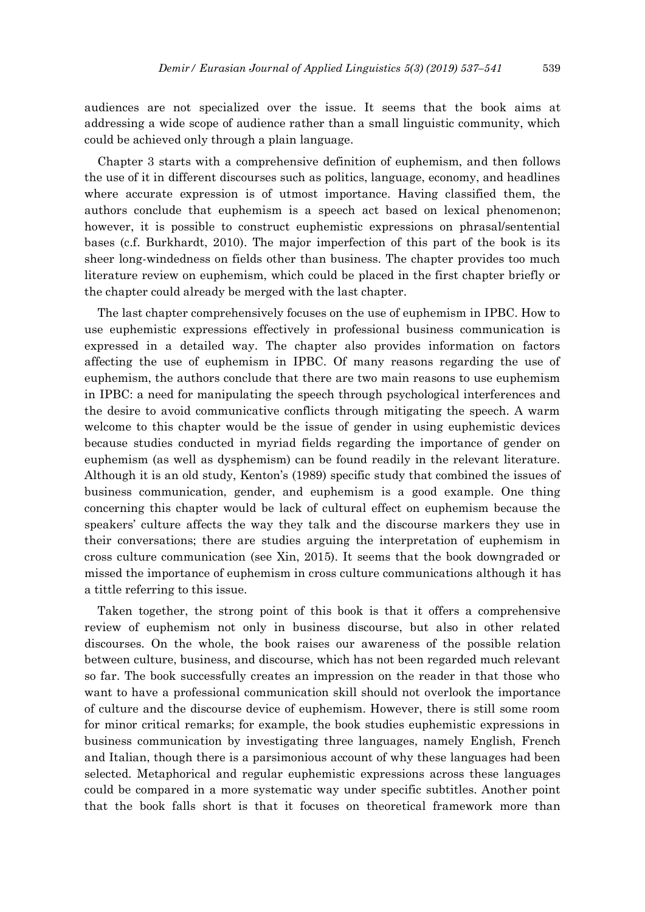audiences are not specialized over the issue. It seems that the book aims at addressing a wide scope of audience rather than a small linguistic community, which could be achieved only through a plain language.

Chapter 3 starts with a comprehensive definition of euphemism, and then follows the use of it in different discourses such as politics, language, economy, and headlines where accurate expression is of utmost importance. Having classified them, the authors conclude that euphemism is a speech act based on lexical phenomenon; however, it is possible to construct euphemistic expressions on phrasal/sentential bases (c.f. Burkhardt, 2010). The major imperfection of this part of the book is its sheer long-windedness on fields other than business. The chapter provides too much literature review on euphemism, which could be placed in the first chapter briefly or the chapter could already be merged with the last chapter.

The last chapter comprehensively focuses on the use of euphemism in IPBC. How to use euphemistic expressions effectively in professional business communication is expressed in a detailed way. The chapter also provides information on factors affecting the use of euphemism in IPBC. Of many reasons regarding the use of euphemism, the authors conclude that there are two main reasons to use euphemism in IPBC: a need for manipulating the speech through psychological interferences and the desire to avoid communicative conflicts through mitigating the speech. A warm welcome to this chapter would be the issue of gender in using euphemistic devices because studies conducted in myriad fields regarding the importance of gender on euphemism (as well as dysphemism) can be found readily in the relevant literature. Although it is an old study, Kenton's (1989) specific study that combined the issues of business communication, gender, and euphemism is a good example. One thing concerning this chapter would be lack of cultural effect on euphemism because the speakers' culture affects the way they talk and the discourse markers they use in their conversations; there are studies arguing the interpretation of euphemism in cross culture communication (see Xin, 2015). It seems that the book downgraded or missed the importance of euphemism in cross culture communications although it has a tittle referring to this issue.

Taken together, the strong point of this book is that it offers a comprehensive review of euphemism not only in business discourse, but also in other related discourses. On the whole, the book raises our awareness of the possible relation between culture, business, and discourse, which has not been regarded much relevant so far. The book successfully creates an impression on the reader in that those who want to have a professional communication skill should not overlook the importance of culture and the discourse device of euphemism. However, there is still some room for minor critical remarks; for example, the book studies euphemistic expressions in business communication by investigating three languages, namely English, French and Italian, though there is a parsimonious account of why these languages had been selected. Metaphorical and regular euphemistic expressions across these languages could be compared in a more systematic way under specific subtitles. Another point that the book falls short is that it focuses on theoretical framework more than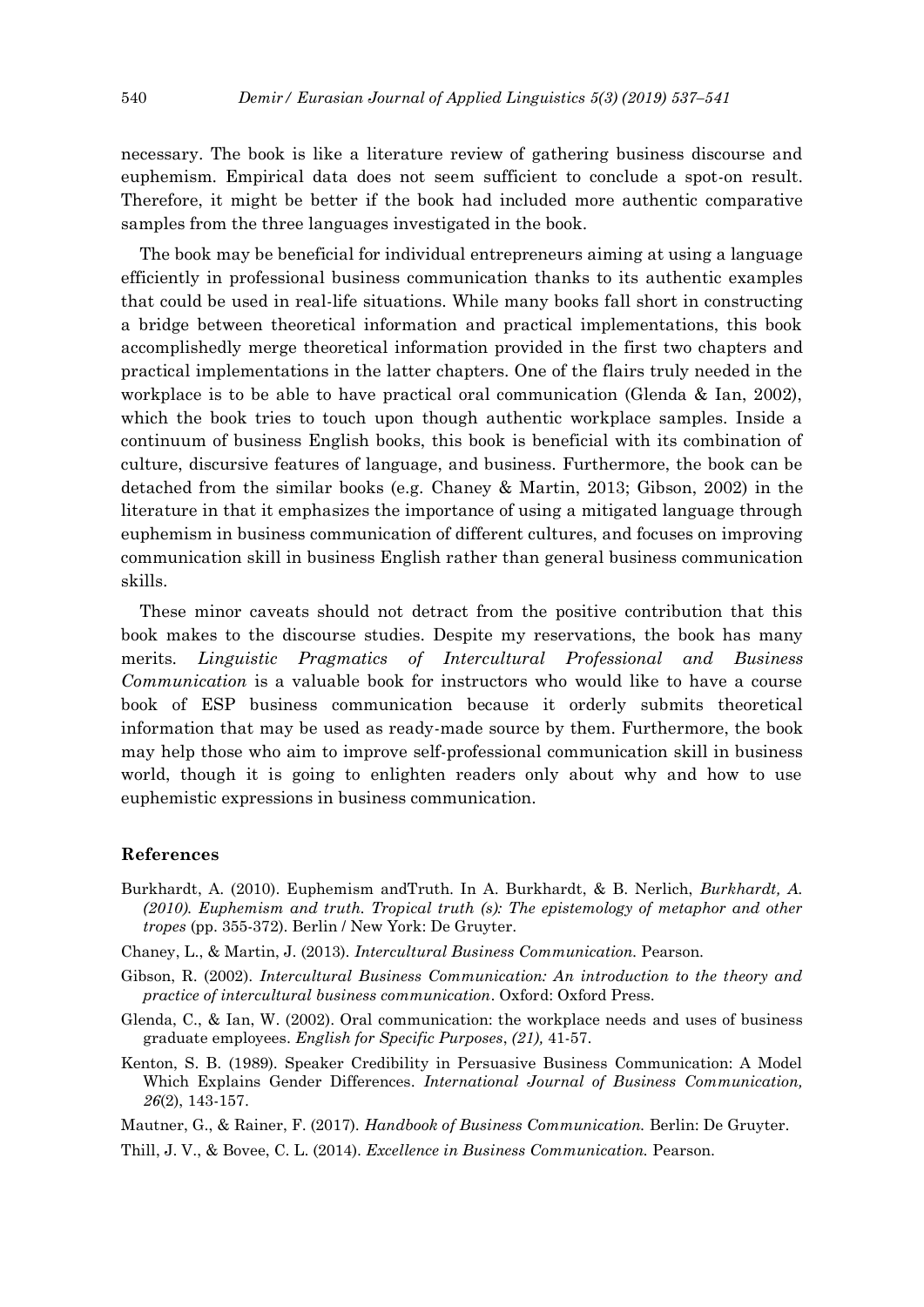necessary. The book is like a literature review of gathering business discourse and euphemism. Empirical data does not seem sufficient to conclude a spot-on result. Therefore, it might be better if the book had included more authentic comparative samples from the three languages investigated in the book.

The book may be beneficial for individual entrepreneurs aiming at using a language efficiently in professional business communication thanks to its authentic examples that could be used in real-life situations. While many books fall short in constructing a bridge between theoretical information and practical implementations, this book accomplishedly merge theoretical information provided in the first two chapters and practical implementations in the latter chapters. One of the flairs truly needed in the workplace is to be able to have practical oral communication (Glenda & Ian, 2002), which the book tries to touch upon though authentic workplace samples. Inside a continuum of business English books, this book is beneficial with its combination of culture, discursive features of language, and business. Furthermore, the book can be detached from the similar books (e.g. Chaney & Martin, 2013; Gibson, 2002) in the literature in that it emphasizes the importance of using a mitigated language through euphemism in business communication of different cultures, and focuses on improving communication skill in business English rather than general business communication skills.

These minor caveats should not detract from the positive contribution that this book makes to the discourse studies. Despite my reservations, the book has many merits. *Linguistic Pragmatics of Intercultural Professional and Business Communication* is a valuable book for instructors who would like to have a course book of ESP business communication because it orderly submits theoretical information that may be used as ready-made source by them. Furthermore, the book may help those who aim to improve self-professional communication skill in business world, though it is going to enlighten readers only about why and how to use euphemistic expressions in business communication.

## References

Burkhardt, A. (2010). Euphemism andTruth. In A. Burkhardt, & B. Nerlich, *Burkhardt, A. (2010). Euphemism and truth. Tropical truth (s): The epistemology of metaphor and other tropes* (pp. 355-372). Berlin / New York: De Gruyter.

Chaney, L., & Martin, J. (2013). *Intercultural Business Communication.* Pearson.

Gibson, R. (2002). *Intercultural Business Communication: An introduction to the theory and practice of intercultural business communication*. Oxford: Oxford Press.

Glenda, C., & Ian, W. (2002). Oral communication: the workplace needs and uses of business graduate employees. *English for Specific Purposes*, *(21),* 41-57.

Kenton, S. B. (1989). Speaker Credibility in Persuasive Business Communication: A Model Which Explains Gender Differences. *International Journal of Business Communication, 26*(2), 143-157.

Mautner, G., & Rainer, F. (2017). *Handbook of Business Communication.* Berlin: De Gruyter.

Thill, J. V., & Bovee, C. L. (2014). *Excellence in Business Communication.* Pearson.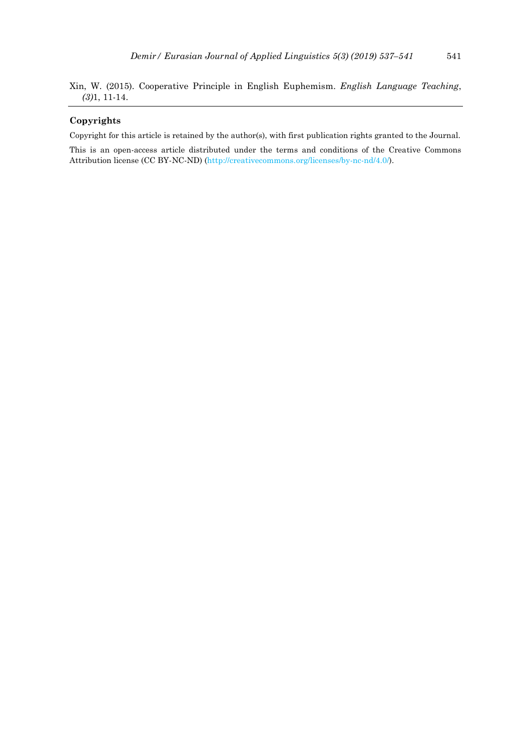Xin, W. (2015). Cooperative Principle in English Euphemism. *English Language Teaching*, *(3)*1, 11-14.

---

**Copyrights**

Copyright for this article is retained by the author(s), with first publication rights granted to the Journal.

This is an open-access article distributed under the terms and conditions of the Creative Commons Attribution license (CC BY-NC-ND) (http://creativecommons.org/licenses/by-nc-nd/4.0/).